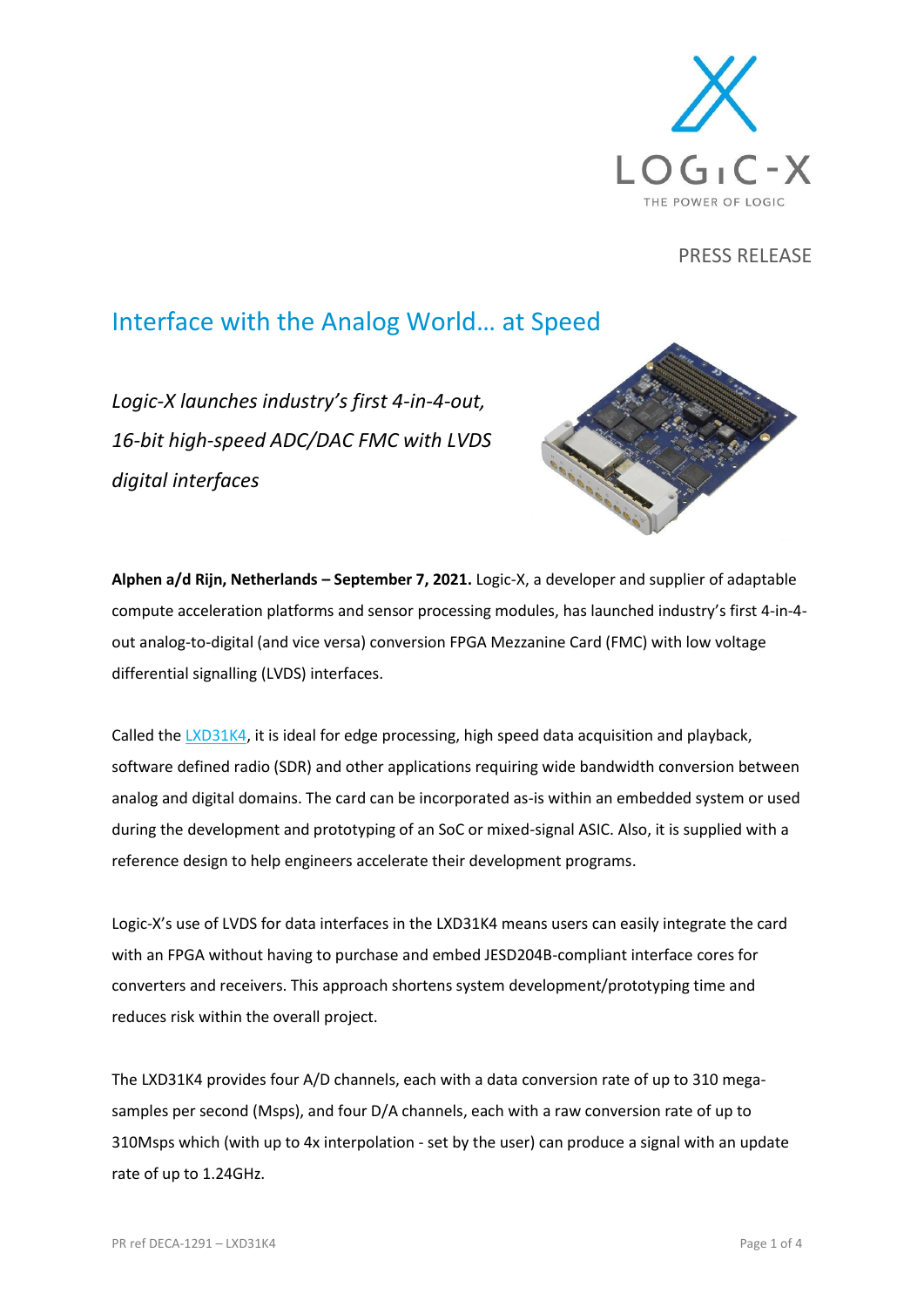PRESS RELEASE

# Interface with the Analog World… at Speed

*Logic-X launches industry's first 4-in-4-out, 16-bit high-speed ADC/DAC FMC with LVDS digital interfaces*

**Alphen a/d Rijn, Netherlands – September 7, 2021.** Logic-X, a developer and supplier of adaptable compute acceleration platforms and sensor processing modules, has launched industry's first 4-in-4-out analog-to-digital (and vice versa) conversion FPGA Mezzanine Card (FMC) with low voltage differential signalling (LVDS) interfaces.

Called the LXD31K4, it is ideal for edge processing, high speed data acquisition and playback, software defined radio (SDR) and other applications requiring wide bandwidth conversion between analog and digital domains. The card can be incorporated as-is within an embedded system or used during the development and prototyping of an SoC or mixed-signal ASIC. Also, it is supplied with a reference design to help engineers accelerate their development programs.

Logic-X's use of LVDS for data interfaces in the LXD31K4 means users can easily integrate the card with an FPGA without having to purchase and embed JESD204B-compliant interface cores for converters and receivers. This approach shortens system development/prototyping time and reduces risk within the overall project.

The LXD31K4 provides four A/D channels, each with a data conversion rate of up to 310 mega-samples per second (Msps), and four D/A channels, each with a raw conversion rate of up to 310Msps which (with up to 4x interpolation - set by the user) can produce a signal with an update rate of up to 1.24GHz.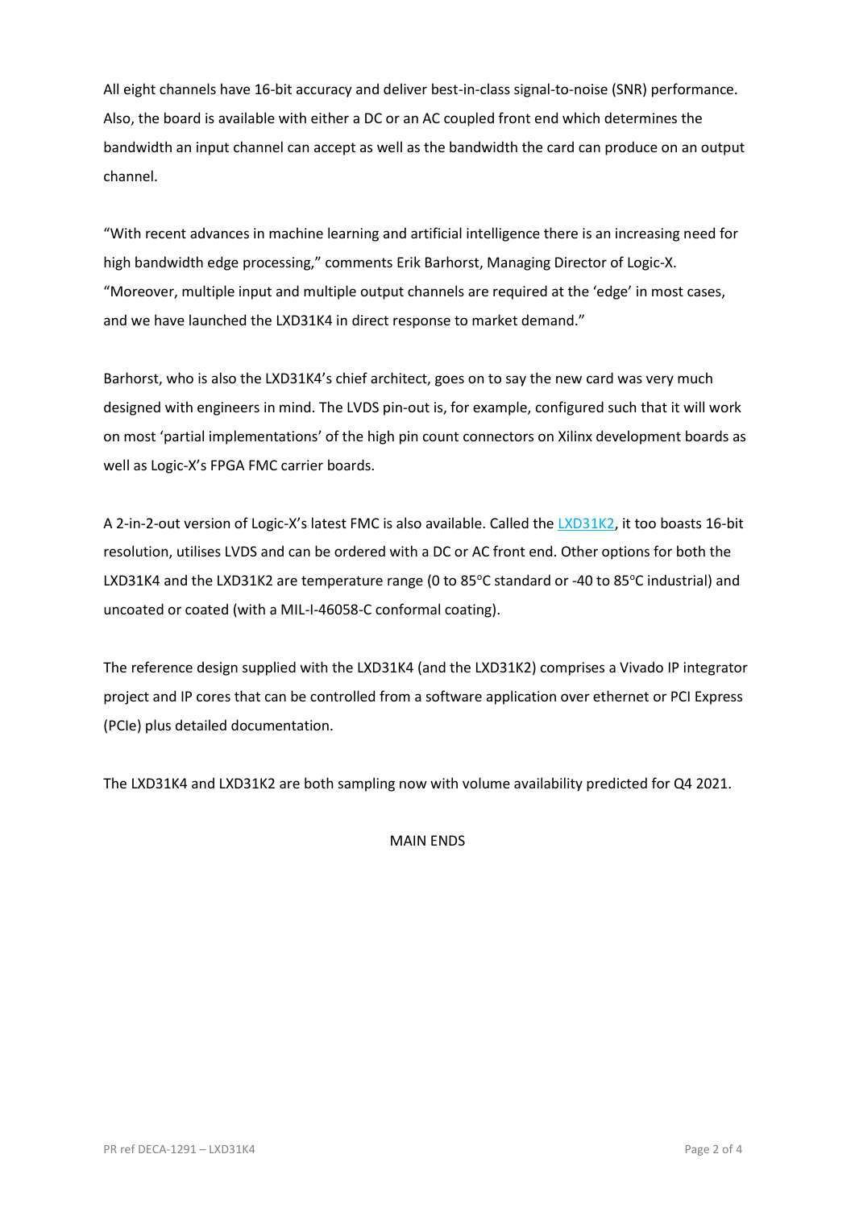All eight channels have 16-bit accuracy and deliver best-in-class signal-to-noise (SNR) performance. Also, the board is available with either a DC or an AC coupled front end which determines the bandwidth an input channel can accept as well as the bandwidth the card can produce on an output channel.

"With recent advances in machine learning and artificial intelligence there is an increasing need for high bandwidth edge processing," comments Erik Barhorst, Managing Director of Logic-X. "Moreover, multiple input and multiple output channels are required at the 'edge' in most cases, and we have launched the LXD31K4 in direct response to market demand."

Barhorst, who is also the LXD31K4's chief architect, goes on to say the new card was very much designed with engineers in mind. The LVDS pin-out is, for example, configured such that it will work on most 'partial implementations' of the high pin count connectors on Xilinx development boards as well as Logic-X's FPGA FMC carrier boards.

A 2-in-2-out version of Logic-X's latest FMC is also available. Called the LXD31K2, it too boasts 16-bit resolution, utilises LVDS and can be ordered with a DC or AC front end. Other options for both the LXD31K4 and the LXD31K2 are temperature range (0 to 85°C standard or -40 to 85°C industrial) and uncoated or coated (with a MIL-I-46058-C conformal coating).

The reference design supplied with the LXD31K4 (and the LXD31K2) comprises a Vivado IP integrator project and IP cores that can be controlled from a software application over ethernet or PCI Express (PCIe) plus detailed documentation.

The LXD31K4 and LXD31K2 are both sampling now with volume availability predicted for Q4 2021.

MAIN ENDS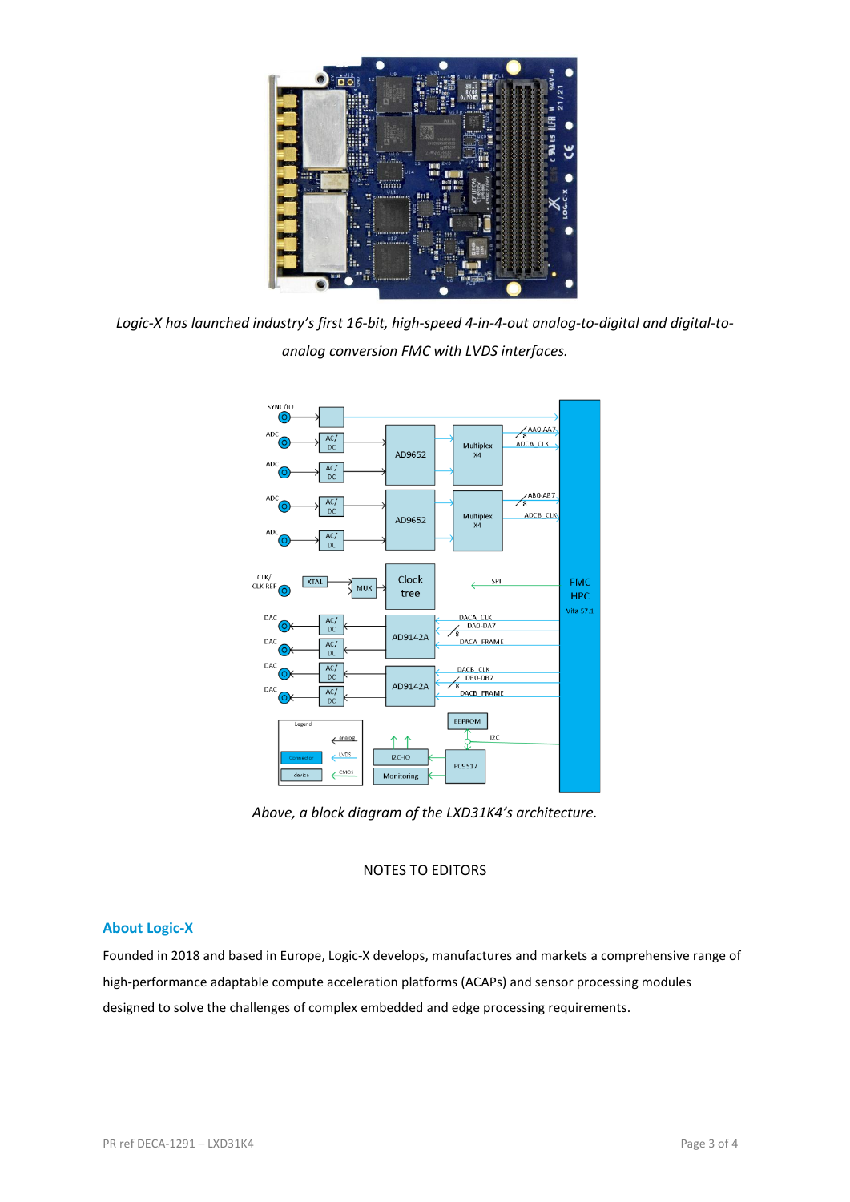*Logic-X has launched industry's first 16-bit, high-speed 4-in-4-out analog-to-digital and digital-to-analog conversion FMC with LVDS interfaces.*

*Above, a block diagram of the LXD31K4's architecture.*

NOTES TO EDITORS

## About Logic-X

Founded in 2018 and based in Europe, Logic-X develops, manufactures and markets a comprehensive range of high-performance adaptable compute acceleration platforms (ACAPs) and sensor processing modules designed to solve the challenges of complex embedded and edge processing requirements.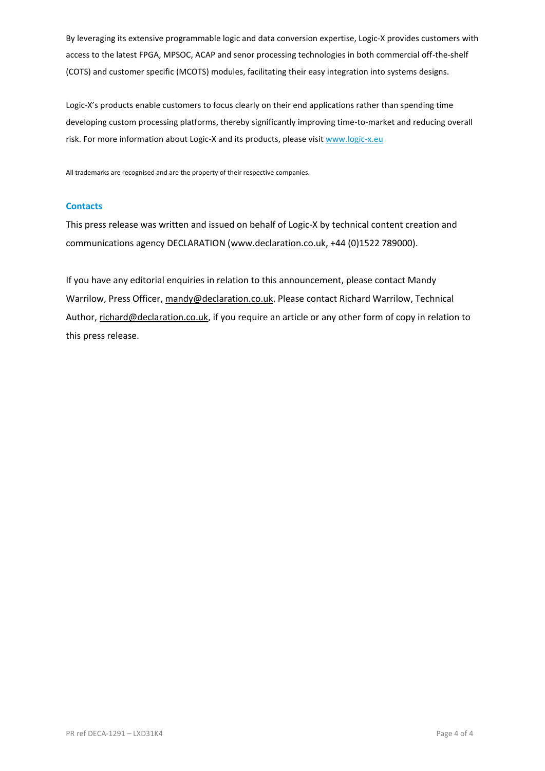By leveraging its extensive programmable logic and data conversion expertise, Logic-X provides customers with access to the latest FPGA, MPSOC, ACAP and senor processing technologies in both commercial off-the-shelf (COTS) and customer specific (MCOTS) modules, facilitating their easy integration into systems designs.

Logic-X's products enable customers to focus clearly on their end applications rather than spending time developing custom processing platforms, thereby significantly improving time-to-market and reducing overall risk. For more information about Logic-X and its products, please visit www.logic-x.eu

All trademarks are recognised and are the property of their respective companies.

### Contacts

This press release was written and issued on behalf of Logic-X by technical content creation and communications agency DECLARATION (www.declaration.co.uk, +44 (0)1522 789000).

If you have any editorial enquiries in relation to this announcement, please contact Mandy Warrilow, Press Officer, mandy@declaration.co.uk. Please contact Richard Warrilow, Technical Author, richard@declaration.co.uk, if you require an article or any other form of copy in relation to this press release.

PR ref DECA-1291 – LXD31K4